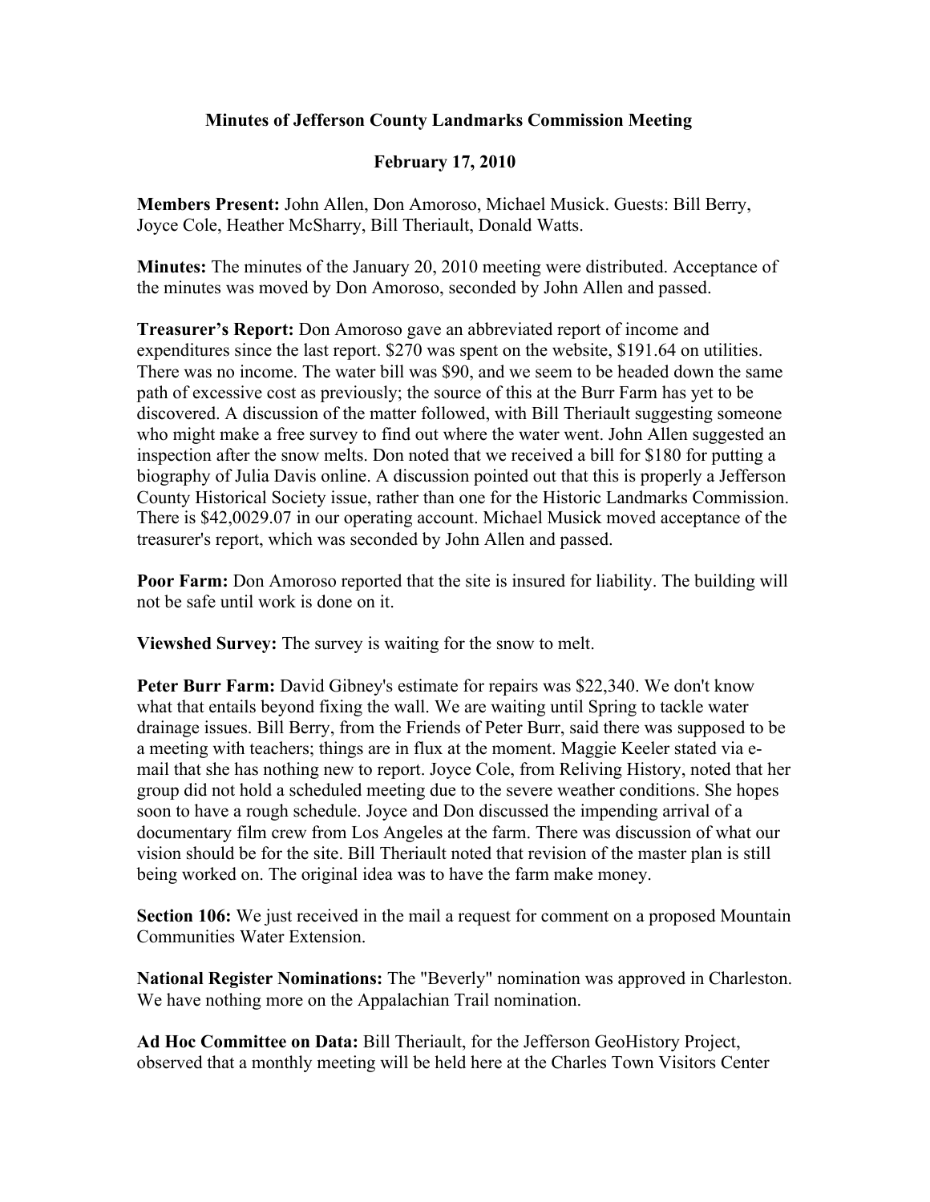**Minutes of Jefferson County Landmarks Commission Meeting**

**February 17, 2010**

**Members Present:** John Allen, Don Amoroso, Michael Musick. Guests: Bill Berry, Joyce Cole, Heather McSharry, Bill Theriault, Donald Watts.

**Minutes:** The minutes of the January 20, 2010 meeting were distributed. Acceptance of the minutes was moved by Don Amoroso, seconded by John Allen and passed.

**Treasurer's Report:** Don Amoroso gave an abbreviated report of income and expenditures since the last report. $270 was spent on the website, $191.64 on utilities. There was no income. The water bill was $90, and we seem to be headed down the same path of excessive cost as previously; the source of this at the Burr Farm has yet to be discovered. A discussion of the matter followed, with Bill Theriault suggesting someone who might make a free survey to find out where the water went. John Allen suggested an inspection after the snow melts. Don noted that we received a bill for $180 for putting a biography of Julia Davis online. A discussion pointed out that this is properly a Jefferson County Historical Society issue, rather than one for the Historic Landmarks Commission. There is $42,0029.07 in our operating account. Michael Musick moved acceptance of the treasurer's report, which was seconded by John Allen and passed.

**Poor Farm:** Don Amoroso reported that the site is insured for liability. The building will not be safe until work is done on it.

**Viewshed Survey:** The survey is waiting for the snow to melt.

**Peter Burr Farm:** David Gibney's estimate for repairs was $22,340. We don't know what that entails beyond fixing the wall. We are waiting until Spring to tackle water drainage issues. Bill Berry, from the Friends of Peter Burr, said there was supposed to be a meeting with teachers; things are in flux at the moment. Maggie Keeler stated via e-mail that she has nothing new to report. Joyce Cole, from Reliving History, noted that her group did not hold a scheduled meeting due to the severe weather conditions. She hopes soon to have a rough schedule. Joyce and Don discussed the impending arrival of a documentary film crew from Los Angeles at the farm. There was discussion of what our vision should be for the site. Bill Theriault noted that revision of the master plan is still being worked on. The original idea was to have the farm make money.

**Section 106:** We just received in the mail a request for comment on a proposed Mountain Communities Water Extension.

**National Register Nominations:** The "Beverly" nomination was approved in Charleston. We have nothing more on the Appalachian Trail nomination.

**Ad Hoc Committee on Data:** Bill Theriault, for the Jefferson GeoHistory Project, observed that a monthly meeting will be held here at the Charles Town Visitors Center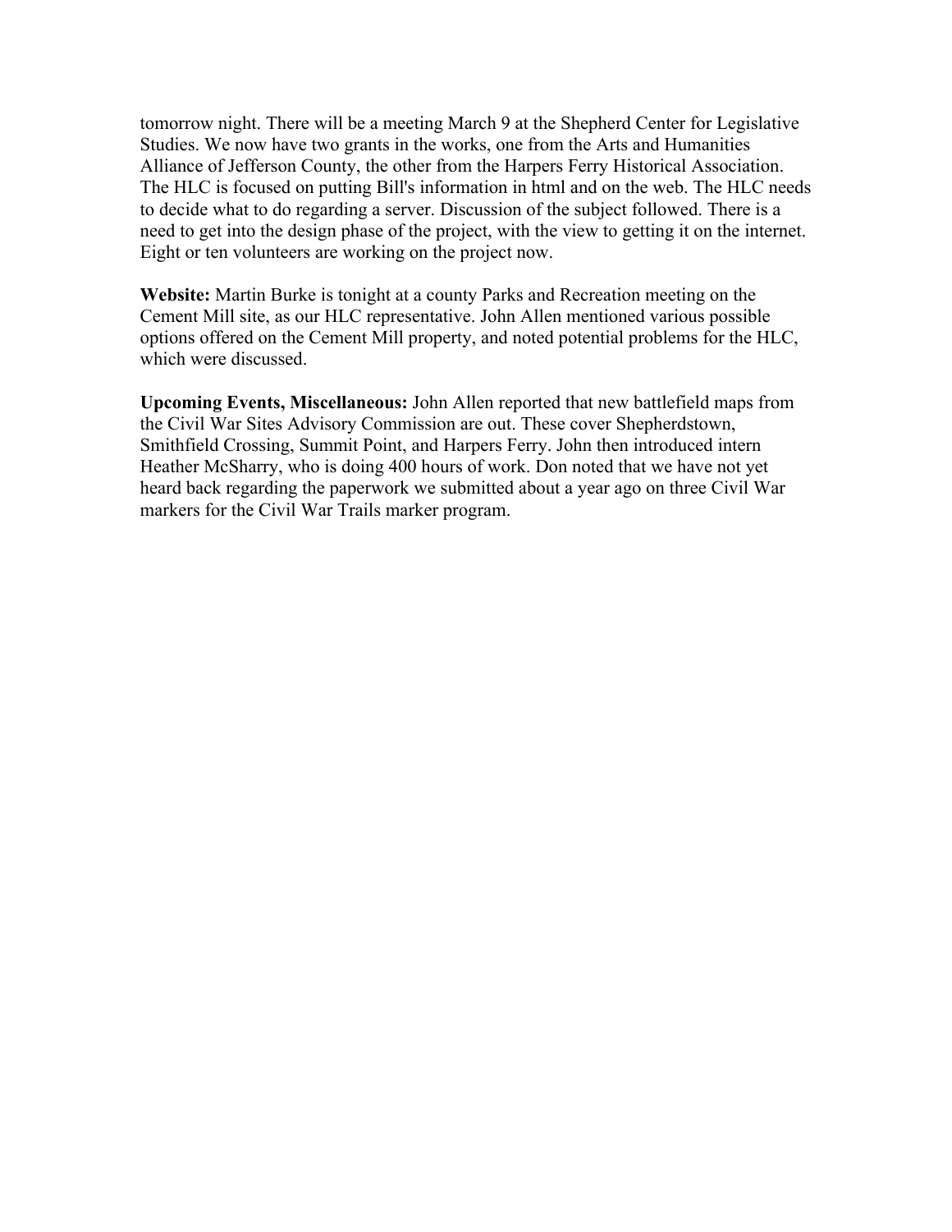tomorrow night. There will be a meeting March 9 at the Shepherd Center for Legislative Studies. We now have two grants in the works, one from the Arts and Humanities Alliance of Jefferson County, the other from the Harpers Ferry Historical Association. The HLC is focused on putting Bill's information in html and on the web. The HLC needs to decide what to do regarding a server. Discussion of the subject followed. There is a need to get into the design phase of the project, with the view to getting it on the internet. Eight or ten volunteers are working on the project now.

**Website:** Martin Burke is tonight at a county Parks and Recreation meeting on the Cement Mill site, as our HLC representative. John Allen mentioned various possible options offered on the Cement Mill property, and noted potential problems for the HLC, which were discussed.

**Upcoming Events, Miscellaneous:** John Allen reported that new battlefield maps from the Civil War Sites Advisory Commission are out. These cover Shepherdstown, Smithfield Crossing, Summit Point, and Harpers Ferry. John then introduced intern Heather McSharry, who is doing 400 hours of work. Don noted that we have not yet heard back regarding the paperwork we submitted about a year ago on three Civil War markers for the Civil War Trails marker program.